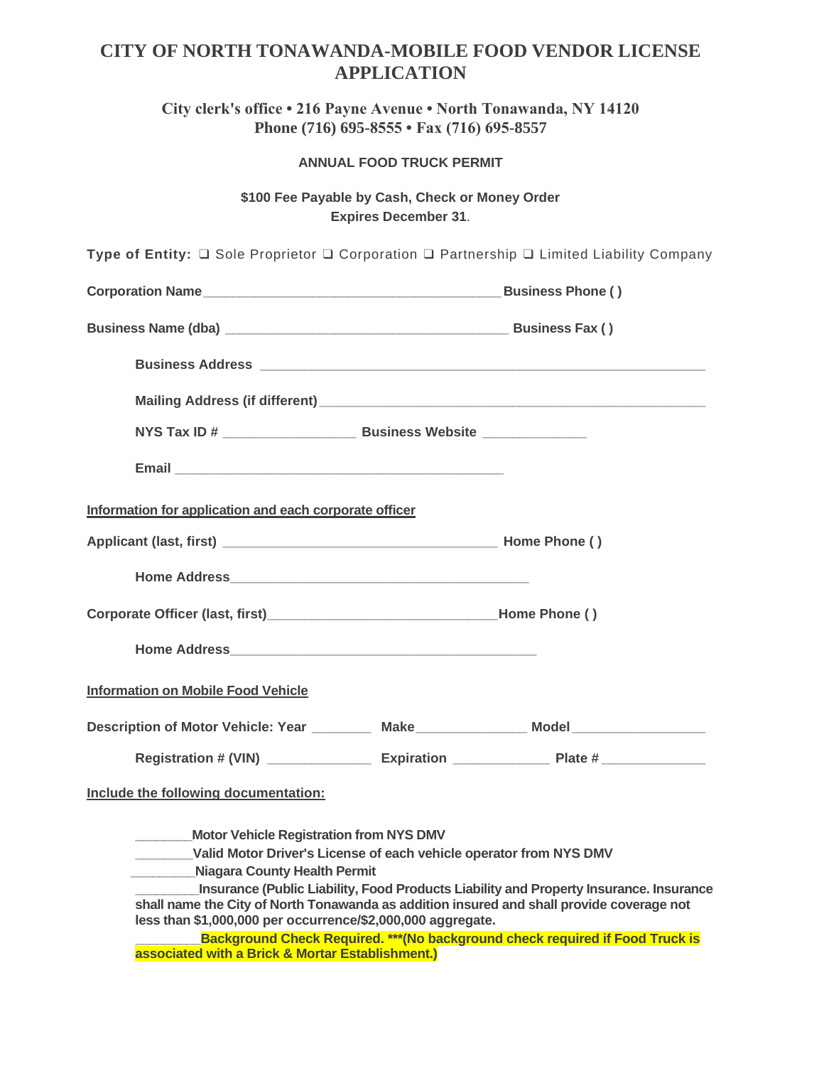# CITY OF NORTH TONAWANDA-MOBILE FOOD VENDOR LICENSE APPLICATION

**City clerk's office • 216 Payne Avenue • North Tonawanda, NY 14120**
**Phone (716) 695-8555 • Fax (716) 695-8557**

**ANNUAL FOOD TRUCK PERMIT**

**$100 Fee Payable by Cash, Check or Money Order**
**Expires December 31.**

**Type of Entity:** ❑ Sole Proprietor ❑ Corporation ❑ Partnership ❑ Limited Liability Company

**Corporation Name**________________________________________**Business Phone ( )**

**Business Name (dba)** _____________________________________ **Business Fax ( )**

**Business Address** ____________________________________________________________

**Mailing Address (if different)**__________________________________________________

**NYS Tax ID #** _________________ **Business Website** _____________

**Email** ____________________________________________

**Information for application and each corporate officer**

**Applicant (last, first)** ____________________________________ **Home Phone ( )**

**Home Address**________________________________________

**Corporate Officer (last, first)**______________________________**Home Phone ( )**

**Home Address**_________________________________________

**Information on Mobile Food Vehicle**

**Description of Motor Vehicle: Year** _______ **Make**______________ **Model**_________________

**Registration # (VIN)** _____________ **Expiration** ____________ **Plate #** _____________

**Include the following documentation:**

________**Motor Vehicle Registration from NYS DMV**

________**Valid Motor Driver's License of each vehicle operator from NYS DMV**

_________**Niagara County Health Permit**

_________**Insurance (Public Liability, Food Products Liability and Property Insurance. Insurance shall name the City of North Tonawanda as addition insured and shall provide coverage not less than $1,000,000 per occurrence/$2,000,000 aggregate.**

_________**Background Check Required. ***(No background check required if Food Truck is associated with a Brick & Mortar Establishment.)**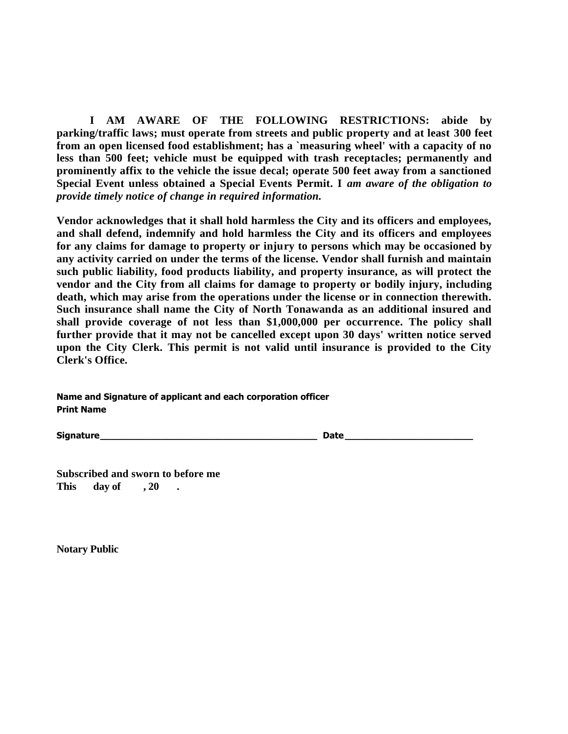**I AM AWARE OF THE FOLLOWING RESTRICTIONS: abide by parking/traffic laws; must operate from streets and public property and at least 300 feet from an open licensed food establishment; has a `measuring wheel' with a capacity of no less than 500 feet; vehicle must be equipped with trash receptacles; permanently and prominently affix to the vehicle the issue decal; operate 500 feet away from a sanctioned Special Event unless obtained a Special Events Permit. I *am aware of the obligation to provide timely notice of change in required information.***

**Vendor acknowledges that it shall hold harmless the City and its officers and employees, and shall defend, indemnify and hold harmless the City and its officers and employees for any claims for damage to property or injury to persons which may be occasioned by any activity carried on under the terms of the license. Vendor shall furnish and maintain such public liability, food products liability, and property insurance, as will protect the vendor and the City from all claims for damage to property or bodily injury, including death, which may arise from the operations under the license or in connection therewith. Such insurance shall name the City of North Tonawanda as an additional insured and shall provide coverage of not less than $1,000,000 per occurrence. The policy shall further provide that it may not be cancelled except upon 30 days' written notice served upon the City Clerk. This permit is not valid until insurance is provided to the City Clerk's Office.**

**Name and Signature of applicant and each corporation officer**
**Print Name**

**Signature**___________________________________________ **Date**_________________________

**Subscribed and sworn to before me**
**This day of , 20 .**

**Notary Public**